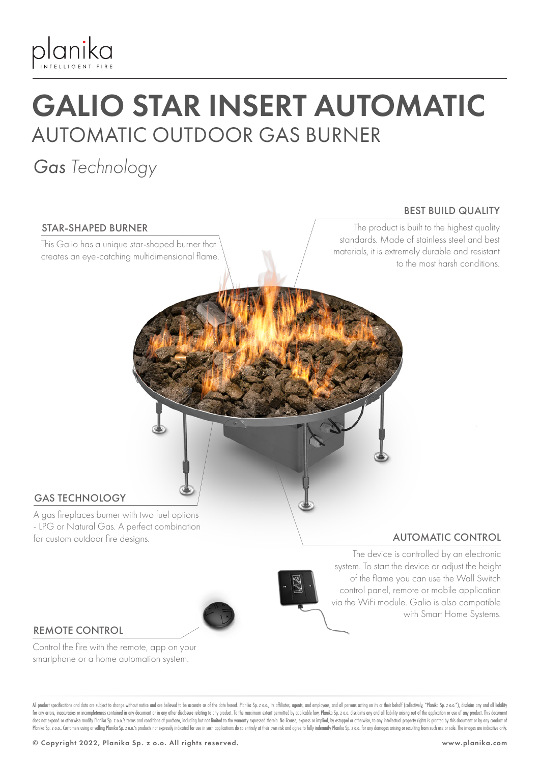planika
INTELLIGENT FIRE

# GALIO STAR INSERT AUTOMATIC

## AUTOMATIC OUTDOOR GAS BURNER

*Gas Technology*

### STAR-SHAPED BURNER

This Galio has a unique star-shaped burner that creates an eye-catching multidimensional flame.

### BEST BUILD QUALITY

The product is built to the highest quality standards. Made of stainless steel and best materials, it is extremely durable and resistant to the most harsh conditions.

### GAS TECHNOLOGY

A gas fireplaces burner with two fuel options - LPG or Natural Gas. A perfect combination for custom outdoor fire designs.

### AUTOMATIC CONTROL

The device is controlled by an electronic system. To start the device or adjust the height of the flame you can use the Wall Switch control panel, remote or mobile application via the WiFi module. Galio is also compatible with Smart Home Systems.

### REMOTE CONTROL

Control the fire with the remote, app on your smartphone or a home automation system.

All product specifications and data are subject to change without notice and are believed to be accurate as of the date hereof. Planika Sp. z o.o., its affiliates, agents, and employees, and all persons acting on its or their behalf (collectively, "Planika Sp. z o.o."), disclaim any and all liability for any errors, inaccuracies or incompleteness contained in any document or in any other disclosure relating to any product. To the maximum extent permitted by applicable law, Planika Sp. z o.o. disclaims any and all liability arising out of the application or use of any product. This document does not expand or otherwise modify Planika Sp. z o.o.'s terms and conditions of purchase, including but not limited to the warranty expressed therein. No license, express or implied, by estoppel or otherwise, to any intellectual property rights is granted by this document or by any conduct of Planika Sp. z o.o.. Customers using or selling Planika Sp. z o.o.'s products not expressly indicated for use in such applications do so entirely at their own risk and agree to fully indemnify Planika Sp. z o.o. for any damages arising or resulting from such use or sale. The images are indicative only.

© Copyright 2022, Planika Sp. z o.o. All rights reserved.

www.planika.com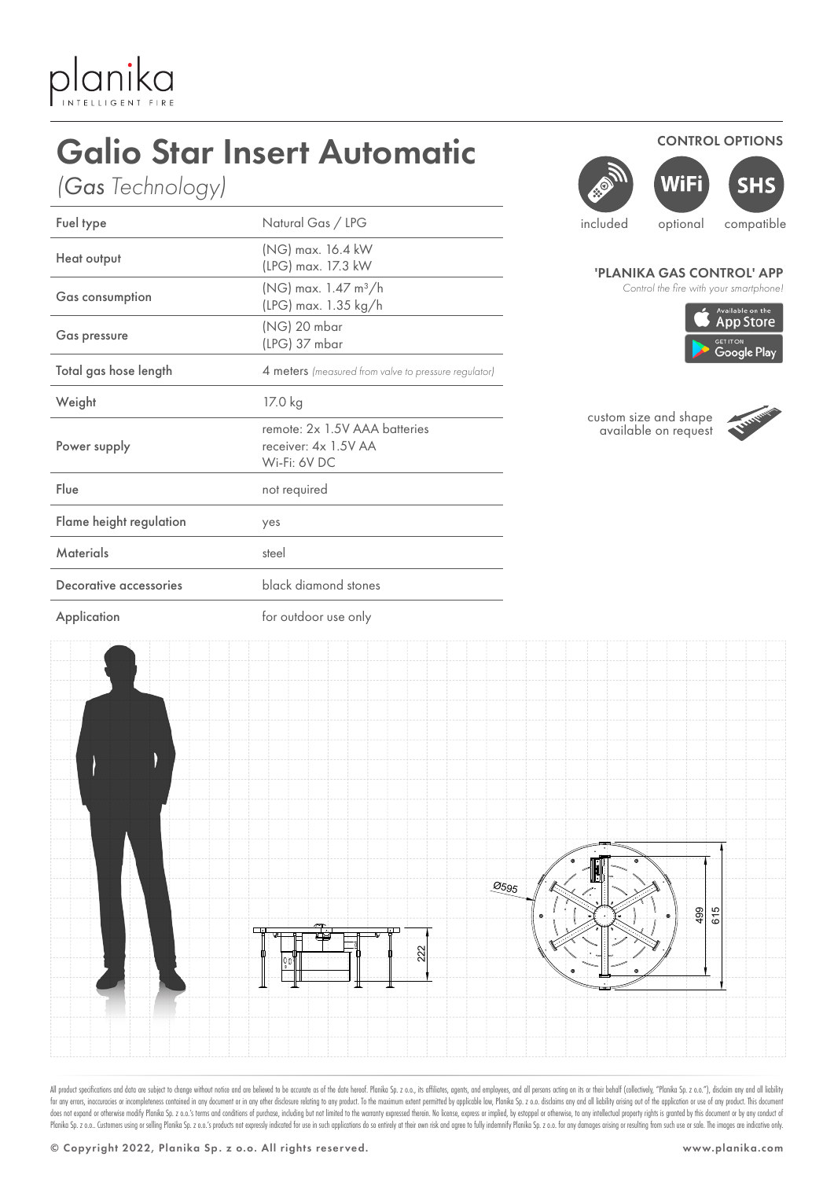planika
INTELLIGENT FIRE

# Galio Star Insert Automatic

*(Gas Technology)*

| | |
|---|---|
| Fuel type | Natural Gas / LPG |
| Heat output | (NG) max. 16.4 kW<br>(LPG) max. 17.3 kW |
| Gas consumption | (NG) max. 1.47 m³/h<br>(LPG) max. 1.35 kg/h |
| Gas pressure | (NG) 20 mbar<br>(LPG) 37 mbar |
| Total gas hose length | 4 meters *(measured from valve to pressure regulator)* |
| Weight | 17.0 kg |
| Power supply | remote: 2x 1.5V AAA batteries<br>receiver: 4x 1.5V AA<br>Wi-Fi: 6V DC |
| Flue | not required |
| Flame height regulation | yes |
| Materials | steel |
| Decorative accessories | black diamond stones |
| Application | for outdoor use only |

## CONTROL OPTIONS

included — optional — compatible

WiFi SHS

## 'PLANIKA GAS CONTROL' APP

*Control the fire with your smartphone!*

Available on the App Store

GET IT ON Google Play

custom size and shape available on request

Ø595

222

499

615

All product specifications and data are subject to change without notice and are believed to be accurate as of the date hereof. Planika Sp. z o.o., its affiliates, agents, and employees, and all persons acting on its or their behalf (collectively, "Planika Sp. z o.o."), disclaim any and all liability for any errors, inaccuracies or incompleteness contained in any document or in any other disclosure relating to any product. To the maximum extent permitted by applicable law, Planika Sp. z o.o. disclaims any and all liability arising out of the application or use of any product. This document does not expand or otherwise modify Planika Sp. z o.o.'s terms and conditions of purchase, including but not limited to the warranty expressed therein. No license, express or implied, by estoppel or otherwise, to any intellectual property rights is granted by this document or by any conduct of Planika Sp. z o.o.. Customers using or selling Planika Sp. z o.o.'s products not expressly indicated for use in such applications do so entirely at their own risk and agree to fully indemnify Planika Sp. z o.o. for any damages arising or resulting from such use or sale. The images are indicative only.

© Copyright 2022, Planika Sp. z o.o. All rights reserved. www.planika.com